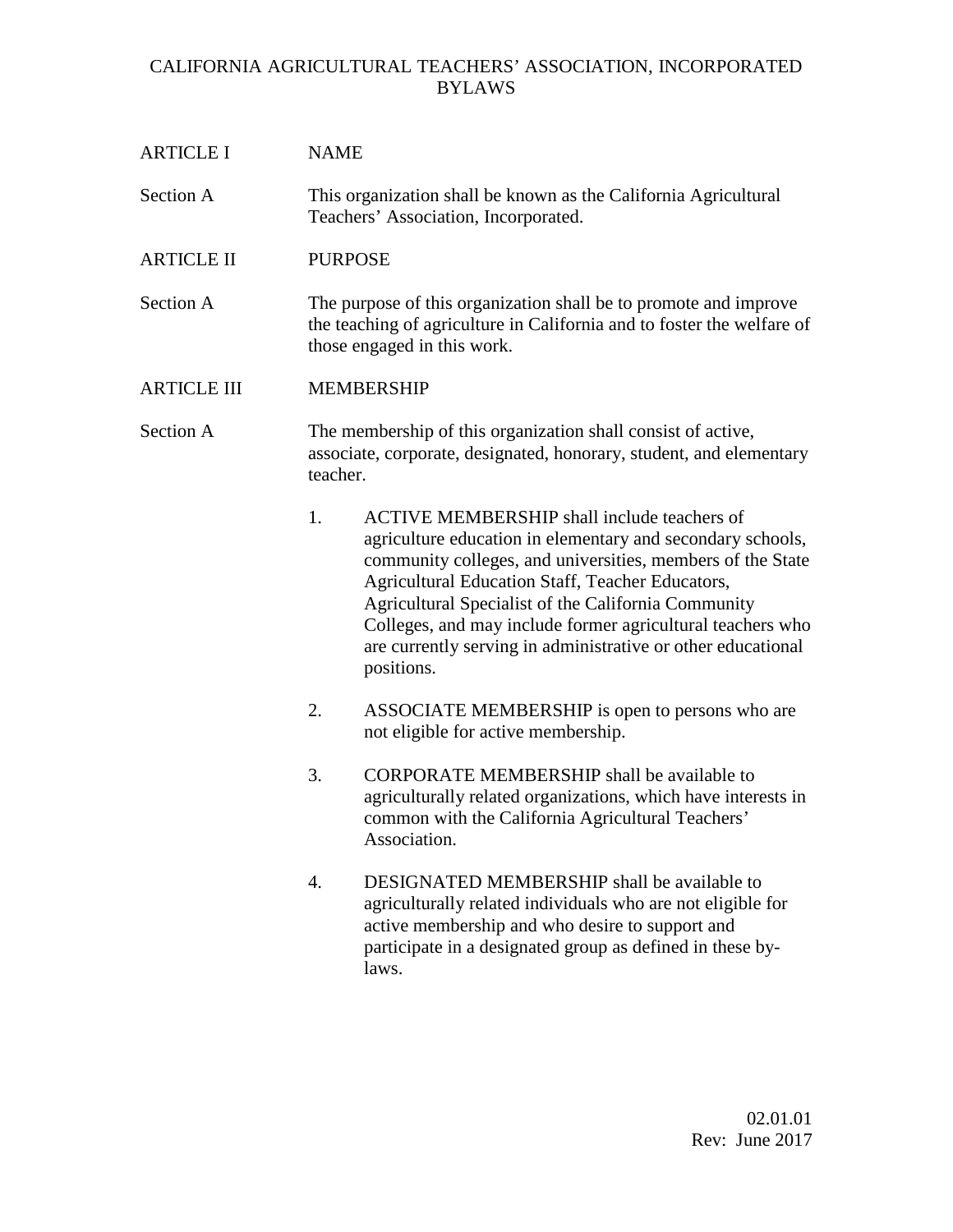# CALIFORNIA AGRICULTURAL TEACHERS' ASSOCIATION, INCORPORATED BYLAWS

## ARTICLE I NAME

Section A — This organization shall be known as the California Agricultural Teachers' Association, Incorporated.

## ARTICLE II PURPOSE

Section A — The purpose of this organization shall be to promote and improve the teaching of agriculture in California and to foster the welfare of those engaged in this work.

## ARTICLE III MEMBERSHIP

Section A — The membership of this organization shall consist of active, associate, corporate, designated, honorary, student, and elementary teacher.

1. ACTIVE MEMBERSHIP shall include teachers of agriculture education in elementary and secondary schools, community colleges, and universities, members of the State Agricultural Education Staff, Teacher Educators, Agricultural Specialist of the California Community Colleges, and may include former agricultural teachers who are currently serving in administrative or other educational positions.

2. ASSOCIATE MEMBERSHIP is open to persons who are not eligible for active membership.

3. CORPORATE MEMBERSHIP shall be available to agriculturally related organizations, which have interests in common with the California Agricultural Teachers' Association.

4. DESIGNATED MEMBERSHIP shall be available to agriculturally related individuals who are not eligible for active membership and who desire to support and participate in a designated group as defined in these by-laws.

02.01.01
Rev: June 2017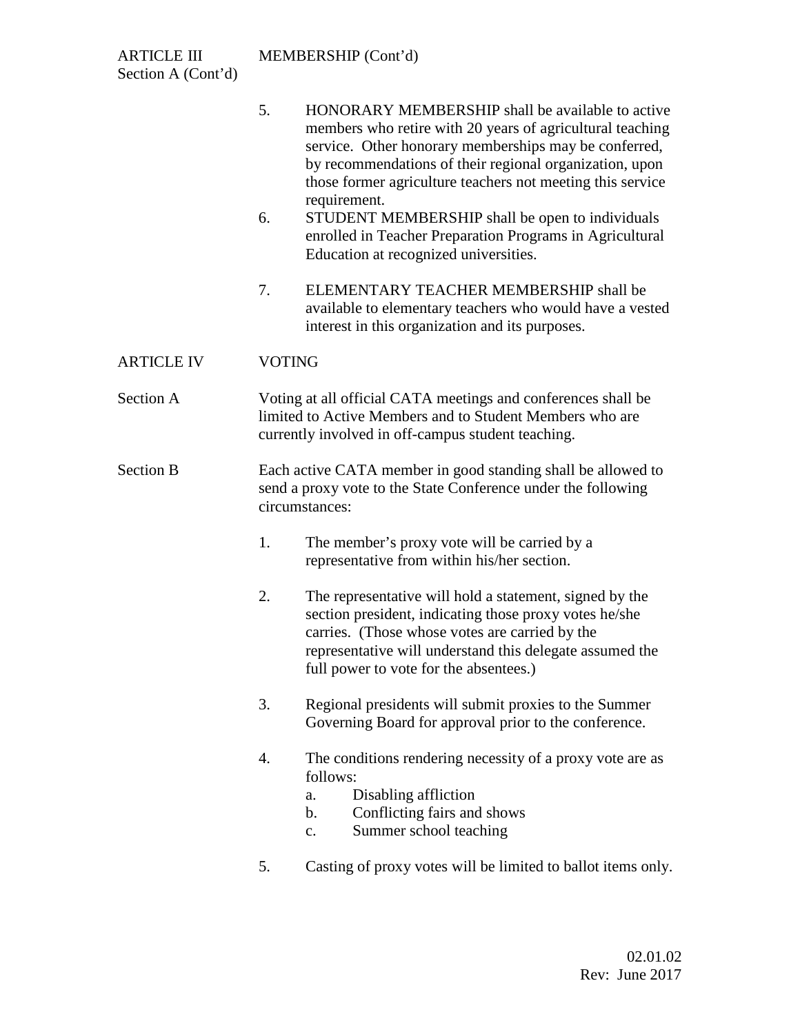ARTICLE III MEMBERSHIP (Cont'd)

Section A (Cont'd)

5. HONORARY MEMBERSHIP shall be available to active members who retire with 20 years of agricultural teaching service. Other honorary memberships may be conferred, by recommendations of their regional organization, upon those former agriculture teachers not meeting this service requirement.
6. STUDENT MEMBERSHIP shall be open to individuals enrolled in Teacher Preparation Programs in Agricultural Education at recognized universities.
7. ELEMENTARY TEACHER MEMBERSHIP shall be available to elementary teachers who would have a vested interest in this organization and its purposes.

## ARTICLE IV VOTING

Section A

Voting at all official CATA meetings and conferences shall be limited to Active Members and to Student Members who are currently involved in off-campus student teaching.

Section B

Each active CATA member in good standing shall be allowed to send a proxy vote to the State Conference under the following circumstances:

1. The member's proxy vote will be carried by a representative from within his/her section.
2. The representative will hold a statement, signed by the section president, indicating those proxy votes he/she carries. (Those whose votes are carried by the representative will understand this delegate assumed the full power to vote for the absentees.)
3. Regional presidents will submit proxies to the Summer Governing Board for approval prior to the conference.
4. The conditions rendering necessity of a proxy vote are as follows:
   a. Disabling affliction
   b. Conflicting fairs and shows
   c. Summer school teaching
5. Casting of proxy votes will be limited to ballot items only.

02.01.02
Rev: June 2017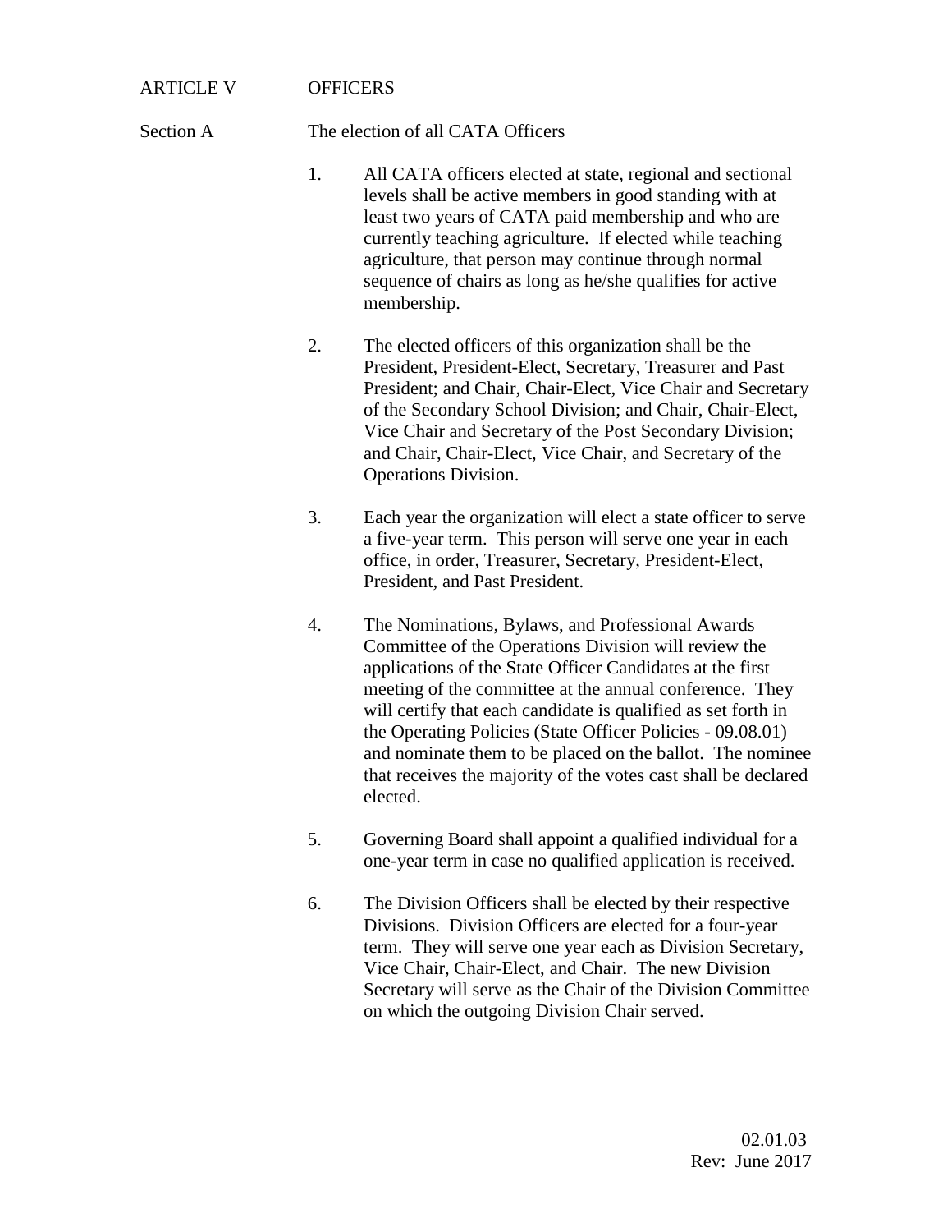## ARTICLE V OFFICERS

### Section A The election of all CATA Officers

1. All CATA officers elected at state, regional and sectional levels shall be active members in good standing with at least two years of CATA paid membership and who are currently teaching agriculture. If elected while teaching agriculture, that person may continue through normal sequence of chairs as long as he/she qualifies for active membership.

2. The elected officers of this organization shall be the President, President-Elect, Secretary, Treasurer and Past President; and Chair, Chair-Elect, Vice Chair and Secretary of the Secondary School Division; and Chair, Chair-Elect, Vice Chair and Secretary of the Post Secondary Division; and Chair, Chair-Elect, Vice Chair, and Secretary of the Operations Division.

3. Each year the organization will elect a state officer to serve a five-year term. This person will serve one year in each office, in order, Treasurer, Secretary, President-Elect, President, and Past President.

4. The Nominations, Bylaws, and Professional Awards Committee of the Operations Division will review the applications of the State Officer Candidates at the first meeting of the committee at the annual conference. They will certify that each candidate is qualified as set forth in the Operating Policies (State Officer Policies - 09.08.01) and nominate them to be placed on the ballot. The nominee that receives the majority of the votes cast shall be declared elected.

5. Governing Board shall appoint a qualified individual for a one-year term in case no qualified application is received.

6. The Division Officers shall be elected by their respective Divisions. Division Officers are elected for a four-year term. They will serve one year each as Division Secretary, Vice Chair, Chair-Elect, and Chair. The new Division Secretary will serve as the Chair of the Division Committee on which the outgoing Division Chair served.

02.01.03
Rev: June 2017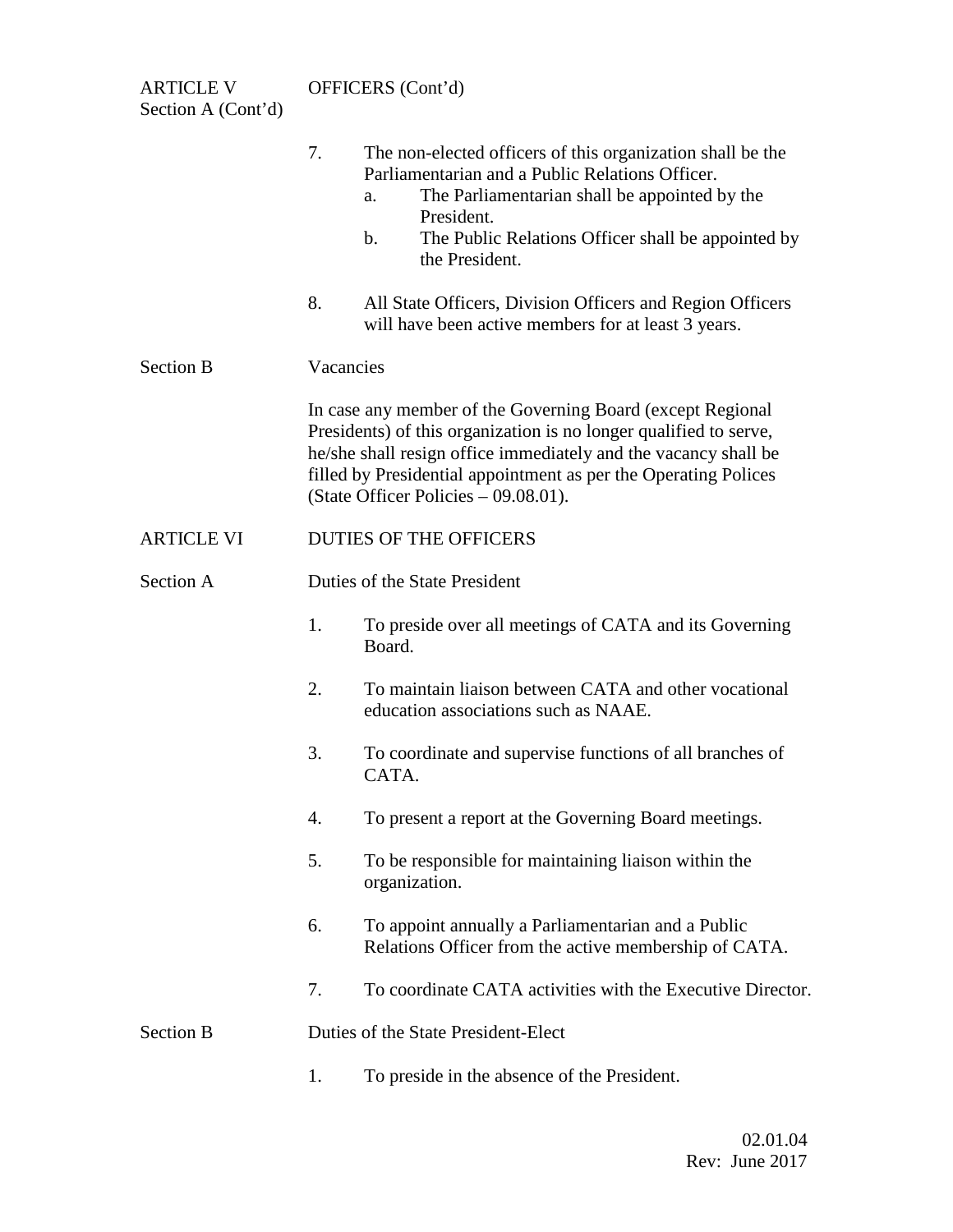ARTICLE V OFFICERS (Cont'd)
Section A (Cont'd)

7. The non-elected officers of this organization shall be the Parliamentarian and a Public Relations Officer.
   a. The Parliamentarian shall be appointed by the President.
   b. The Public Relations Officer shall be appointed by the President.

8. All State Officers, Division Officers and Region Officers will have been active members for at least 3 years.

Section B Vacancies

In case any member of the Governing Board (except Regional Presidents) of this organization is no longer qualified to serve, he/she shall resign office immediately and the vacancy shall be filled by Presidential appointment as per the Operating Polices (State Officer Policies – 09.08.01).

## ARTICLE VI DUTIES OF THE OFFICERS

Section A Duties of the State President

1. To preside over all meetings of CATA and its Governing Board.

2. To maintain liaison between CATA and other vocational education associations such as NAAE.

3. To coordinate and supervise functions of all branches of CATA.

4. To present a report at the Governing Board meetings.

5. To be responsible for maintaining liaison within the organization.

6. To appoint annually a Parliamentarian and a Public Relations Officer from the active membership of CATA.

7. To coordinate CATA activities with the Executive Director.

Section B Duties of the State President-Elect

1. To preside in the absence of the President.

02.01.04
Rev: June 2017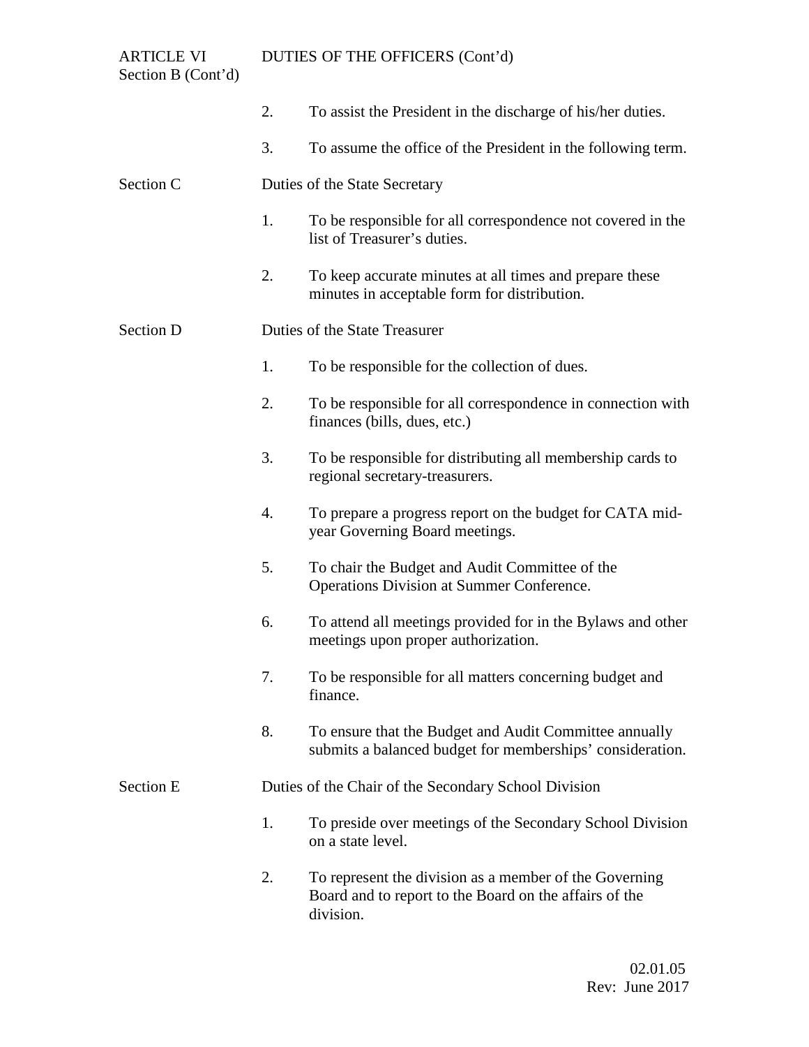ARTICLE VI DUTIES OF THE OFFICERS (Cont'd)
Section B (Cont'd)

2. To assist the President in the discharge of his/her duties.

3. To assume the office of the President in the following term.

Section C Duties of the State Secretary

1. To be responsible for all correspondence not covered in the list of Treasurer's duties.

2. To keep accurate minutes at all times and prepare these minutes in acceptable form for distribution.

Section D Duties of the State Treasurer

1. To be responsible for the collection of dues.

2. To be responsible for all correspondence in connection with finances (bills, dues, etc.)

3. To be responsible for distributing all membership cards to regional secretary-treasurers.

4. To prepare a progress report on the budget for CATA mid-year Governing Board meetings.

5. To chair the Budget and Audit Committee of the Operations Division at Summer Conference.

6. To attend all meetings provided for in the Bylaws and other meetings upon proper authorization.

7. To be responsible for all matters concerning budget and finance.

8. To ensure that the Budget and Audit Committee annually submits a balanced budget for memberships' consideration.

Section E Duties of the Chair of the Secondary School Division

1. To preside over meetings of the Secondary School Division on a state level.

2. To represent the division as a member of the Governing Board and to report to the Board on the affairs of the division.

02.01.05
Rev: June 2017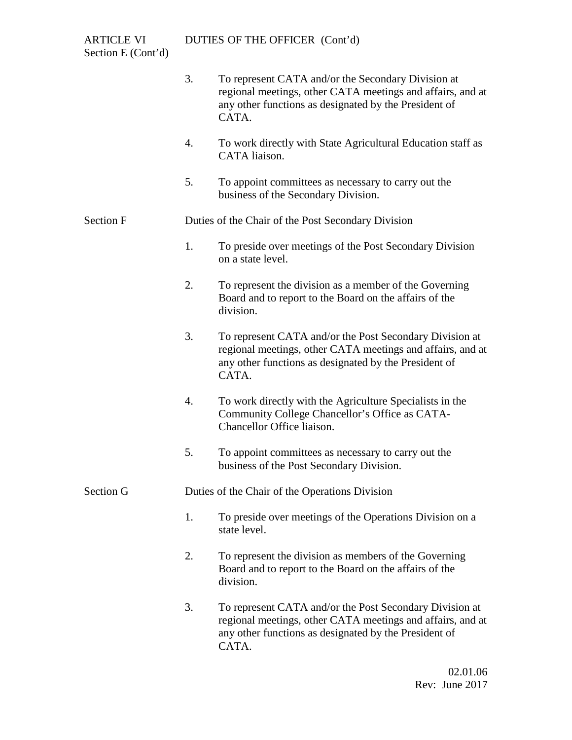ARTICLE VI DUTIES OF THE OFFICER (Cont'd)
Section E (Cont'd)

3. To represent CATA and/or the Secondary Division at regional meetings, other CATA meetings and affairs, and at any other functions as designated by the President of CATA.

4. To work directly with State Agricultural Education staff as CATA liaison.

5. To appoint committees as necessary to carry out the business of the Secondary Division.

Section F Duties of the Chair of the Post Secondary Division

1. To preside over meetings of the Post Secondary Division on a state level.

2. To represent the division as a member of the Governing Board and to report to the Board on the affairs of the division.

3. To represent CATA and/or the Post Secondary Division at regional meetings, other CATA meetings and affairs, and at any other functions as designated by the President of CATA.

4. To work directly with the Agriculture Specialists in the Community College Chancellor's Office as CATA-Chancellor Office liaison.

5. To appoint committees as necessary to carry out the business of the Post Secondary Division.

Section G Duties of the Chair of the Operations Division

1. To preside over meetings of the Operations Division on a state level.

2. To represent the division as members of the Governing Board and to report to the Board on the affairs of the division.

3. To represent CATA and/or the Post Secondary Division at regional meetings, other CATA meetings and affairs, and at any other functions as designated by the President of CATA.

02.01.06
Rev: June 2017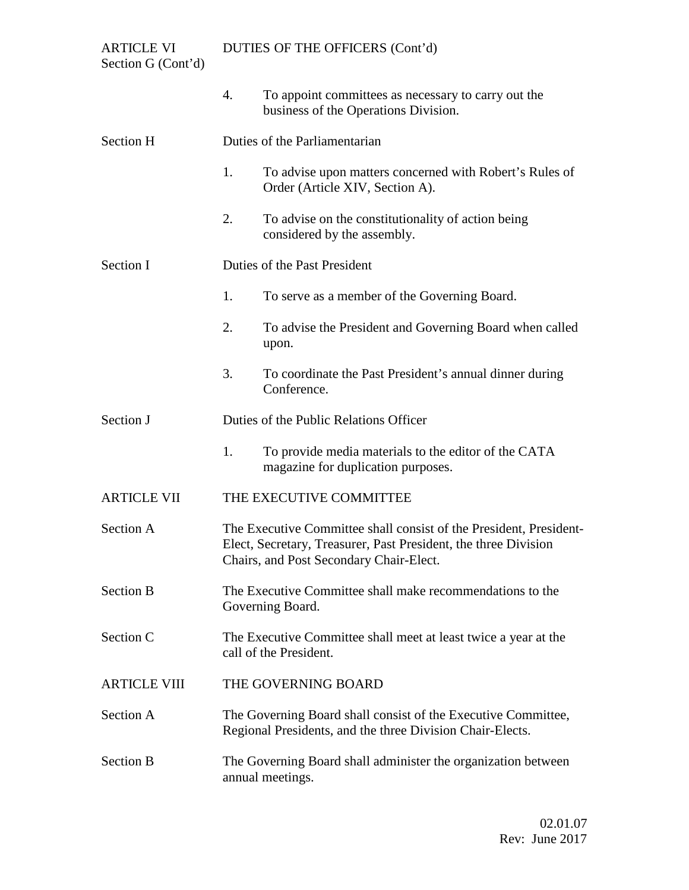ARTICLE VI DUTIES OF THE OFFICERS (Cont'd)
Section G (Cont'd)

4. To appoint committees as necessary to carry out the business of the Operations Division.

Section H Duties of the Parliamentarian

1. To advise upon matters concerned with Robert's Rules of Order (Article XIV, Section A).

2. To advise on the constitutionality of action being considered by the assembly.

Section I Duties of the Past President

1. To serve as a member of the Governing Board.

2. To advise the President and Governing Board when called upon.

3. To coordinate the Past President's annual dinner during Conference.

Section J Duties of the Public Relations Officer

1. To provide media materials to the editor of the CATA magazine for duplication purposes.

## ARTICLE VII THE EXECUTIVE COMMITTEE

Section A The Executive Committee shall consist of the President, President-Elect, Secretary, Treasurer, Past President, the three Division Chairs, and Post Secondary Chair-Elect.

Section B The Executive Committee shall make recommendations to the Governing Board.

Section C The Executive Committee shall meet at least twice a year at the call of the President.

## ARTICLE VIII THE GOVERNING BOARD

Section A The Governing Board shall consist of the Executive Committee, Regional Presidents, and the three Division Chair-Elects.

Section B The Governing Board shall administer the organization between annual meetings.

02.01.07
Rev: June 2017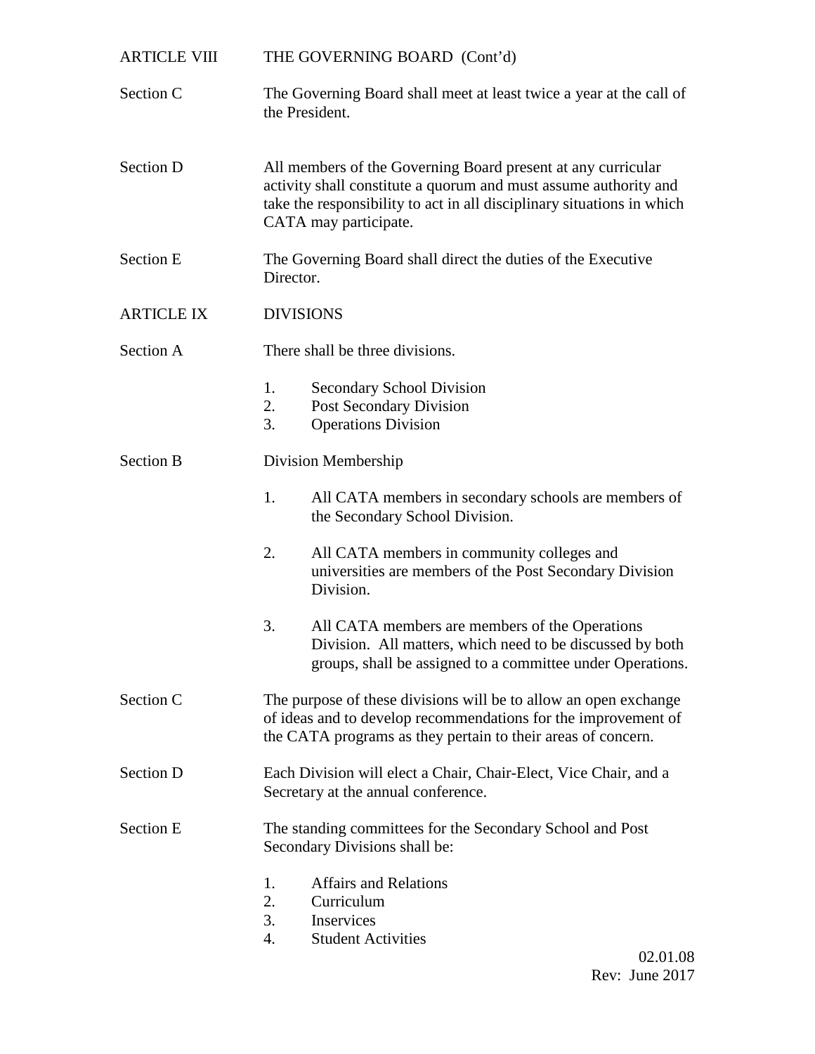## ARTICLE VIII THE GOVERNING BOARD (Cont'd)

**Section C** The Governing Board shall meet at least twice a year at the call of the President.

**Section D** All members of the Governing Board present at any curricular activity shall constitute a quorum and must assume authority and take the responsibility to act in all disciplinary situations in which CATA may participate.

**Section E** The Governing Board shall direct the duties of the Executive Director.

## ARTICLE IX DIVISIONS

**Section A** There shall be three divisions.

1. Secondary School Division
2. Post Secondary Division
3. Operations Division

**Section B** Division Membership

1. All CATA members in secondary schools are members of the Secondary School Division.
2. All CATA members in community colleges and universities are members of the Post Secondary Division Division.
3. All CATA members are members of the Operations Division. All matters, which need to be discussed by both groups, shall be assigned to a committee under Operations.

**Section C** The purpose of these divisions will be to allow an open exchange of ideas and to develop recommendations for the improvement of the CATA programs as they pertain to their areas of concern.

**Section D** Each Division will elect a Chair, Chair-Elect, Vice Chair, and a Secretary at the annual conference.

**Section E** The standing committees for the Secondary School and Post Secondary Divisions shall be:

1. Affairs and Relations
2. Curriculum
3. Inservices
4. Student Activities

02.01.08
Rev: June 2017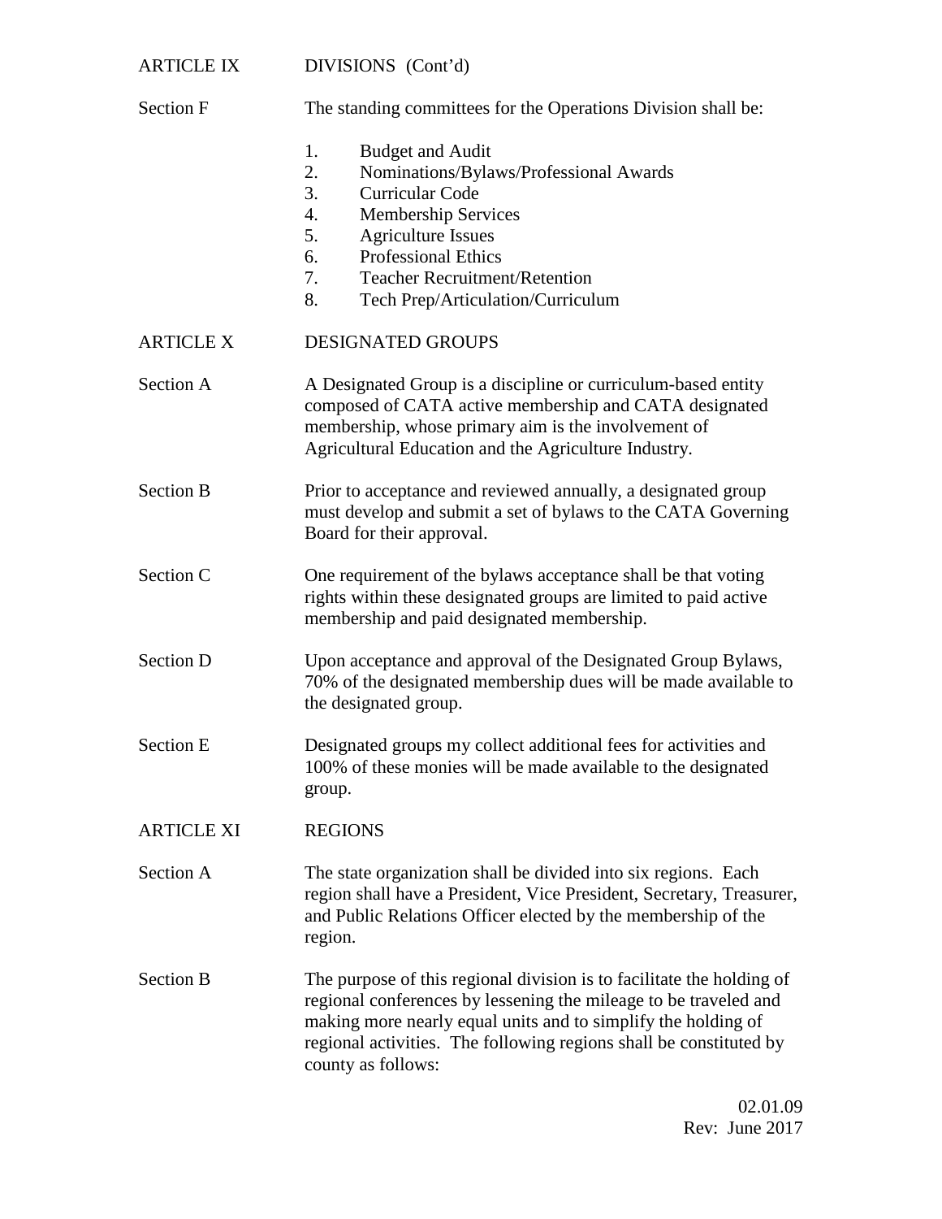ARTICLE IX DIVISIONS (Cont'd)

Section F The standing committees for the Operations Division shall be:

1. Budget and Audit
2. Nominations/Bylaws/Professional Awards
3. Curricular Code
4. Membership Services
5. Agriculture Issues
6. Professional Ethics
7. Teacher Recruitment/Retention
8. Tech Prep/Articulation/Curriculum

ARTICLE X DESIGNATED GROUPS

Section A A Designated Group is a discipline or curriculum-based entity composed of CATA active membership and CATA designated membership, whose primary aim is the involvement of Agricultural Education and the Agriculture Industry.

Section B Prior to acceptance and reviewed annually, a designated group must develop and submit a set of bylaws to the CATA Governing Board for their approval.

Section C One requirement of the bylaws acceptance shall be that voting rights within these designated groups are limited to paid active membership and paid designated membership.

Section D Upon acceptance and approval of the Designated Group Bylaws, 70% of the designated membership dues will be made available to the designated group.

Section E Designated groups my collect additional fees for activities and 100% of these monies will be made available to the designated group.

ARTICLE XI REGIONS

Section A The state organization shall be divided into six regions. Each region shall have a President, Vice President, Secretary, Treasurer, and Public Relations Officer elected by the membership of the region.

Section B The purpose of this regional division is to facilitate the holding of regional conferences by lessening the mileage to be traveled and making more nearly equal units and to simplify the holding of regional activities. The following regions shall be constituted by county as follows:

02.01.09
Rev: June 2017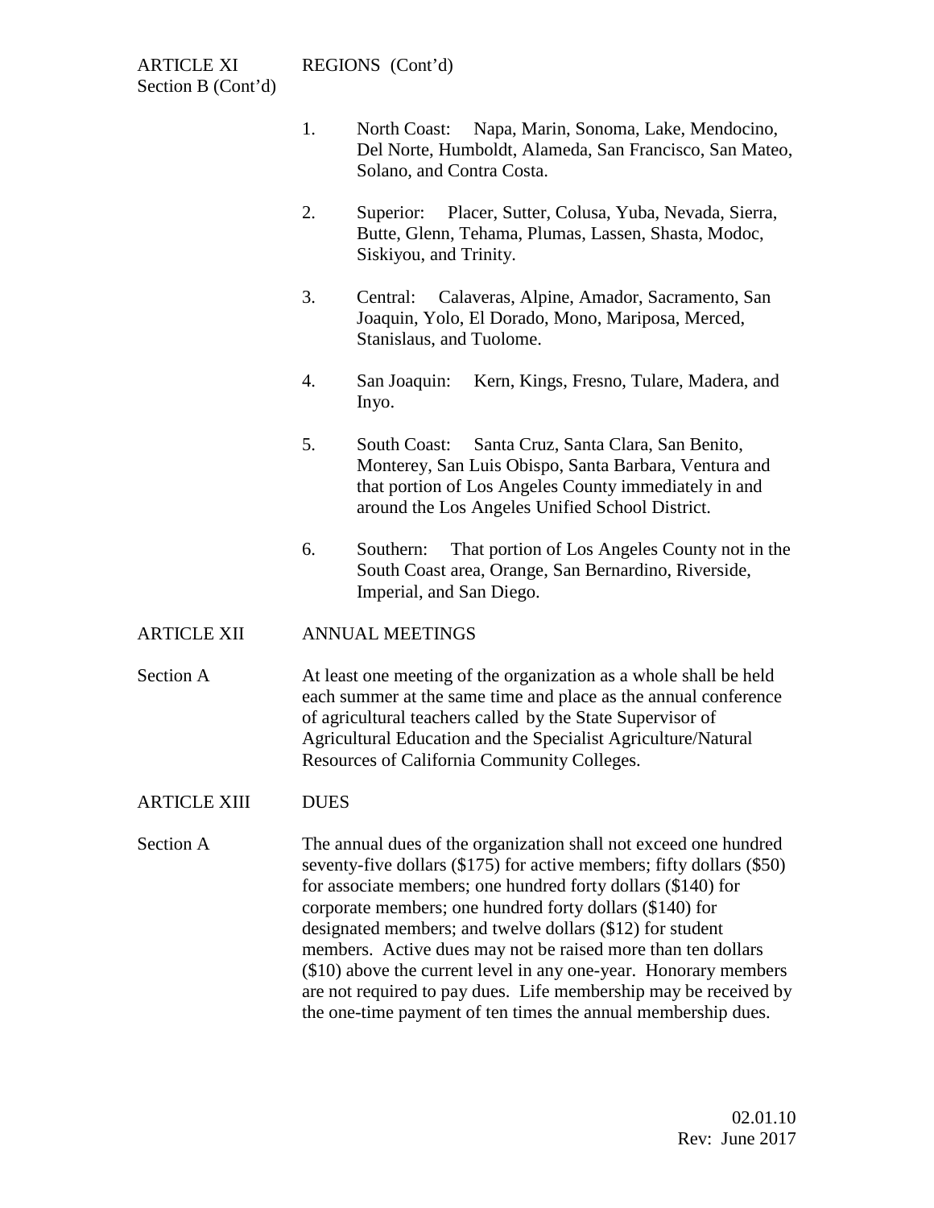ARTICLE XI REGIONS (Cont'd)
Section B (Cont'd)

1. North Coast: Napa, Marin, Sonoma, Lake, Mendocino, Del Norte, Humboldt, Alameda, San Francisco, San Mateo, Solano, and Contra Costa.

2. Superior: Placer, Sutter, Colusa, Yuba, Nevada, Sierra, Butte, Glenn, Tehama, Plumas, Lassen, Shasta, Modoc, Siskiyou, and Trinity.

3. Central: Calaveras, Alpine, Amador, Sacramento, San Joaquin, Yolo, El Dorado, Mono, Mariposa, Merced, Stanislaus, and Tuolome.

4. San Joaquin: Kern, Kings, Fresno, Tulare, Madera, and Inyo.

5. South Coast: Santa Cruz, Santa Clara, San Benito, Monterey, San Luis Obispo, Santa Barbara, Ventura and that portion of Los Angeles County immediately in and around the Los Angeles Unified School District.

6. Southern: That portion of Los Angeles County not in the South Coast area, Orange, San Bernardino, Riverside, Imperial, and San Diego.

## ARTICLE XII ANNUAL MEETINGS

Section A At least one meeting of the organization as a whole shall be held each summer at the same time and place as the annual conference of agricultural teachers called by the State Supervisor of Agricultural Education and the Specialist Agriculture/Natural Resources of California Community Colleges.

## ARTICLE XIII DUES

Section A The annual dues of the organization shall not exceed one hundred seventy-five dollars ($175) for active members; fifty dollars ($50) for associate members; one hundred forty dollars ($140) for corporate members; one hundred forty dollars ($140) for designated members; and twelve dollars ($12) for student members. Active dues may not be raised more than ten dollars ($10) above the current level in any one-year. Honorary members are not required to pay dues. Life membership may be received by the one-time payment of ten times the annual membership dues.

02.01.10
Rev: June 2017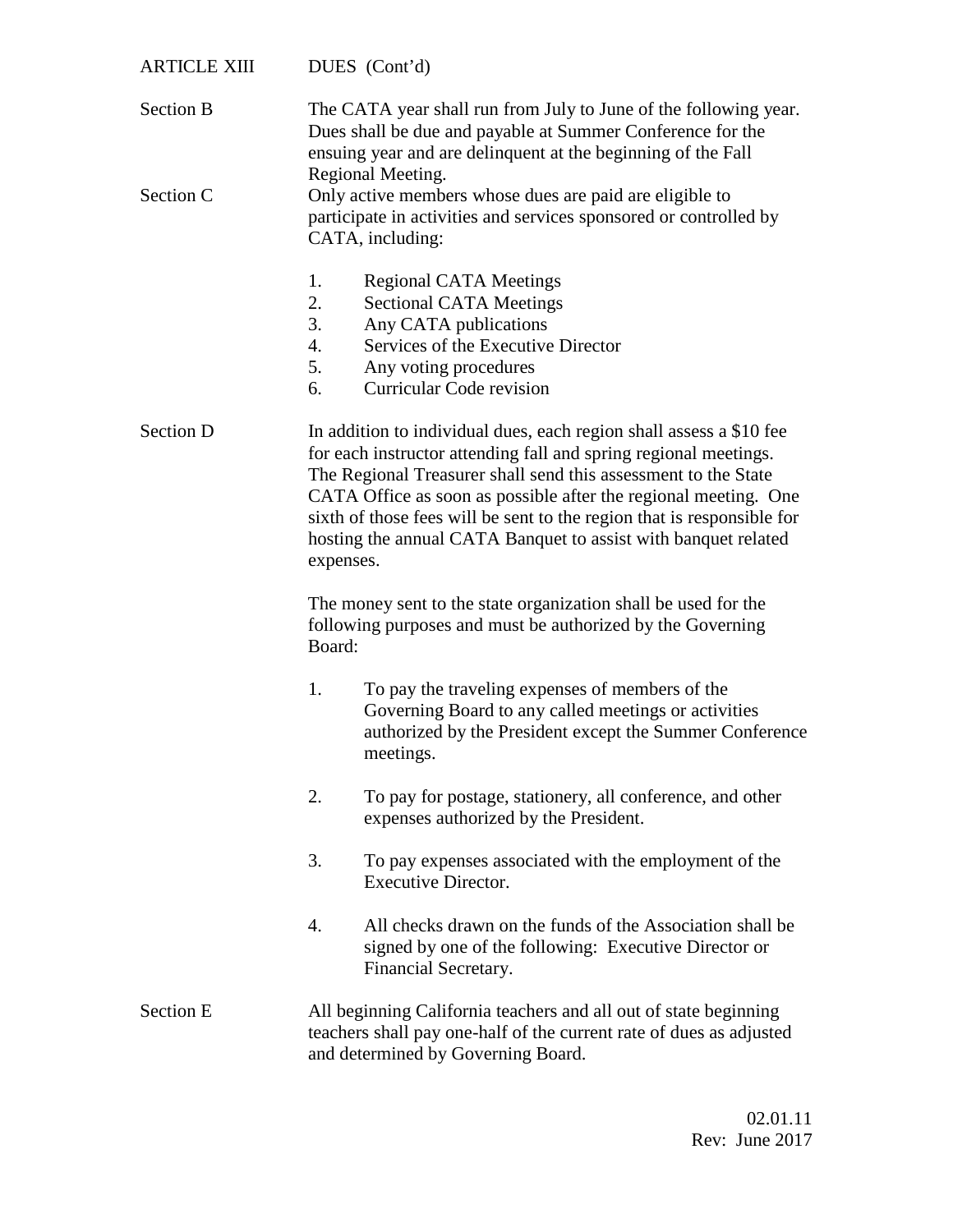## ARTICLE XIII DUES (Cont'd)

**Section B**

The CATA year shall run from July to June of the following year. Dues shall be due and payable at Summer Conference for the ensuing year and are delinquent at the beginning of the Fall Regional Meeting.

**Section C**

Only active members whose dues are paid are eligible to participate in activities and services sponsored or controlled by CATA, including:

1. Regional CATA Meetings
2. Sectional CATA Meetings
3. Any CATA publications
4. Services of the Executive Director
5. Any voting procedures
6. Curricular Code revision

**Section D**

In addition to individual dues, each region shall assess a $10 fee for each instructor attending fall and spring regional meetings. The Regional Treasurer shall send this assessment to the State CATA Office as soon as possible after the regional meeting. One sixth of those fees will be sent to the region that is responsible for hosting the annual CATA Banquet to assist with banquet related expenses.

The money sent to the state organization shall be used for the following purposes and must be authorized by the Governing Board:

1. To pay the traveling expenses of members of the Governing Board to any called meetings or activities authorized by the President except the Summer Conference meetings.

2. To pay for postage, stationery, all conference, and other expenses authorized by the President.

3. To pay expenses associated with the employment of the Executive Director.

4. All checks drawn on the funds of the Association shall be signed by one of the following: Executive Director or Financial Secretary.

**Section E**

All beginning California teachers and all out of state beginning teachers shall pay one-half of the current rate of dues as adjusted and determined by Governing Board.

02.01.11
Rev: June 2017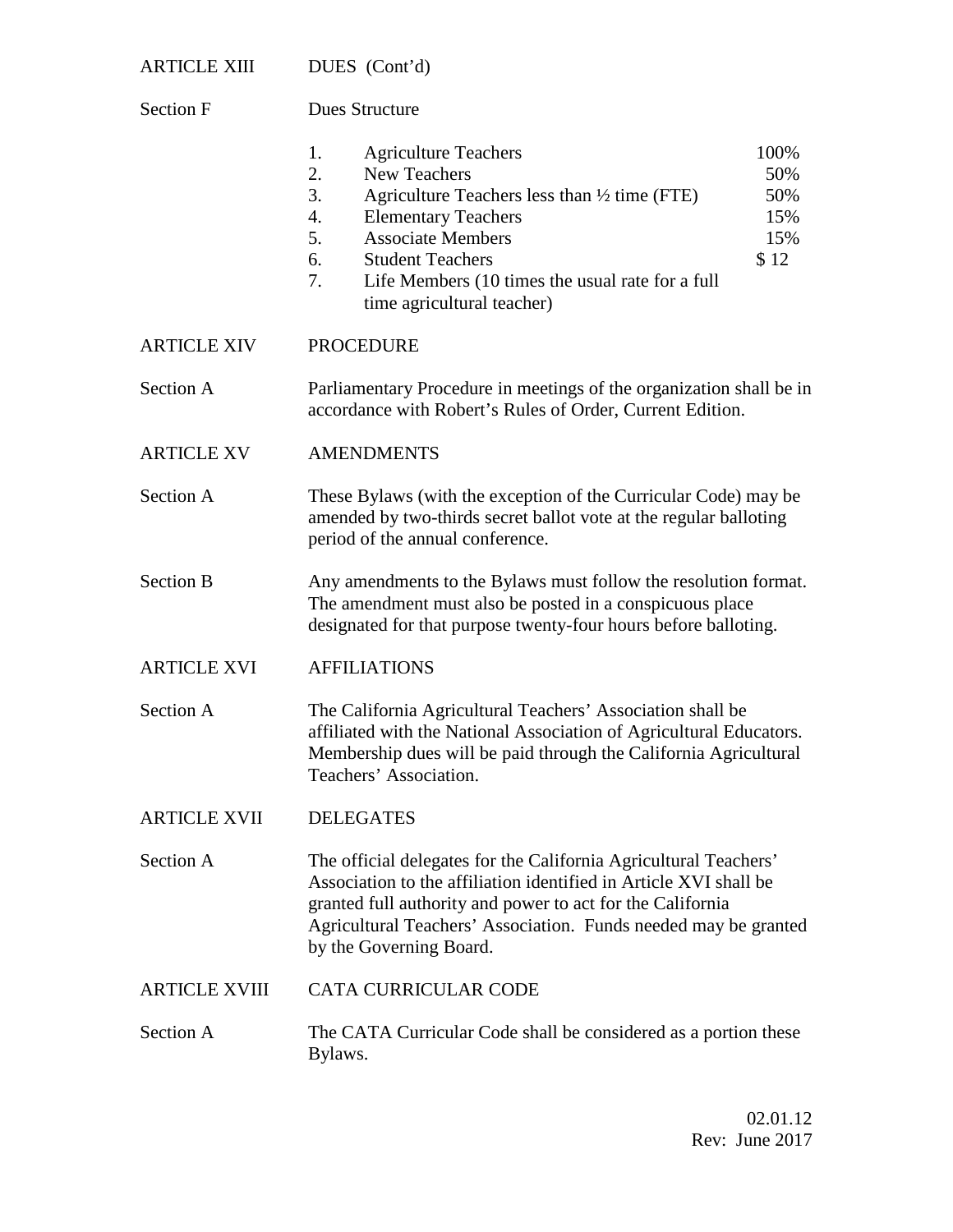## ARTICLE XIII DUES (Cont'd)

**Section F** Dues Structure

| | | |
|---|---|---|
| 1. | Agriculture Teachers | 100% |
| 2. | New Teachers | 50% |
| 3. | Agriculture Teachers less than ½ time (FTE) | 50% |
| 4. | Elementary Teachers | 15% |
| 5. | Associate Members | 15% |
| 6. | Student Teachers | $ 12 |
| 7. | Life Members (10 times the usual rate for a full time agricultural teacher) | |

## ARTICLE XIV PROCEDURE

**Section A** Parliamentary Procedure in meetings of the organization shall be in accordance with Robert's Rules of Order, Current Edition.

## ARTICLE XV AMENDMENTS

**Section A** These Bylaws (with the exception of the Curricular Code) may be amended by two-thirds secret ballot vote at the regular balloting period of the annual conference.

**Section B** Any amendments to the Bylaws must follow the resolution format. The amendment must also be posted in a conspicuous place designated for that purpose twenty-four hours before balloting.

## ARTICLE XVI AFFILIATIONS

**Section A** The California Agricultural Teachers' Association shall be affiliated with the National Association of Agricultural Educators. Membership dues will be paid through the California Agricultural Teachers' Association.

## ARTICLE XVII DELEGATES

**Section A** The official delegates for the California Agricultural Teachers' Association to the affiliation identified in Article XVI shall be granted full authority and power to act for the California Agricultural Teachers' Association. Funds needed may be granted by the Governing Board.

## ARTICLE XVIII CATA CURRICULAR CODE

**Section A** The CATA Curricular Code shall be considered as a portion these Bylaws.

02.01.12
Rev: June 2017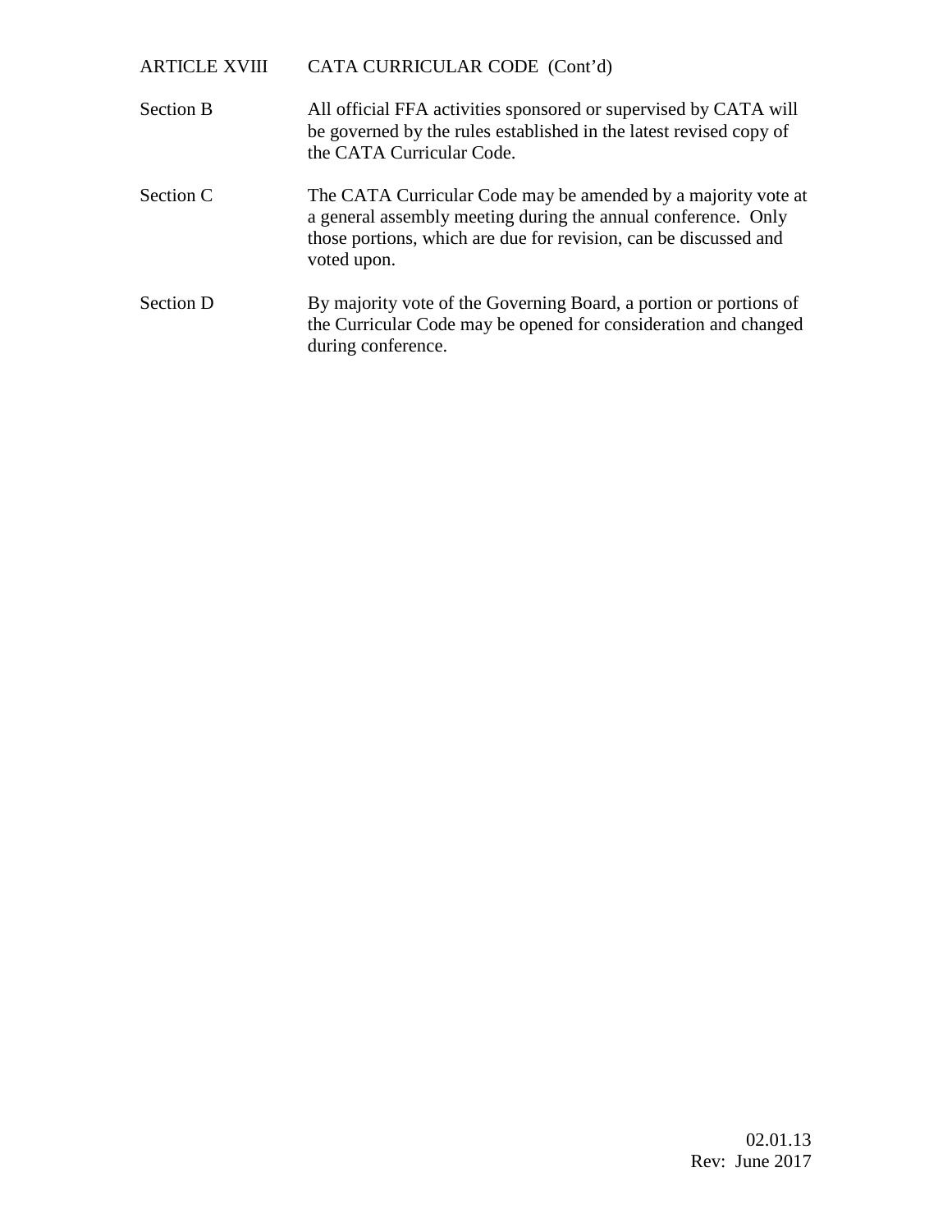ARTICLE XVIII CATA CURRICULAR CODE (Cont'd)

Section B All official FFA activities sponsored or supervised by CATA will be governed by the rules established in the latest revised copy of the CATA Curricular Code.

Section C The CATA Curricular Code may be amended by a majority vote at a general assembly meeting during the annual conference. Only those portions, which are due for revision, can be discussed and voted upon.

Section D By majority vote of the Governing Board, a portion or portions of the Curricular Code may be opened for consideration and changed during conference.

02.01.13
Rev: June 2017